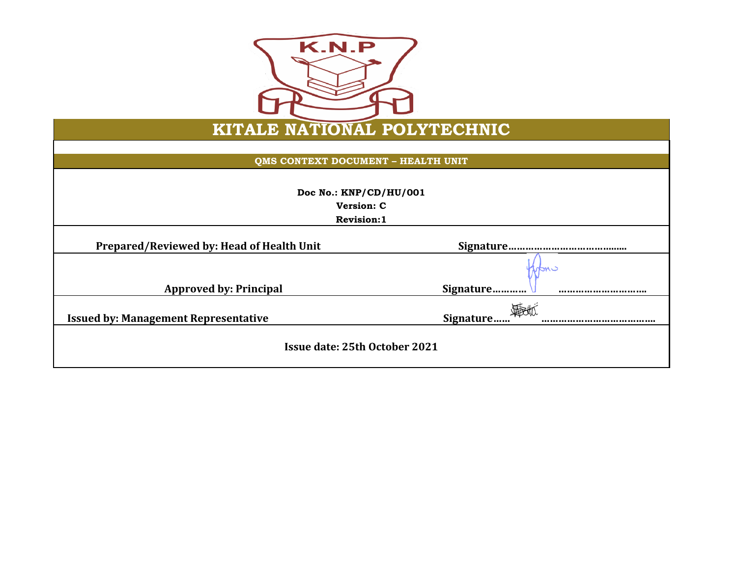K.N.P

# KITALE NATIONAL POLYTECHNIC

## QMS CONTEXT DOCUMENT – HEALTH UNIT

**Doc No.: KNP/CD/HU/001**

**Version: C**

**Revision:1**

| | |
|---|---|
| **Prepared/Reviewed by: Head of Health Unit** | **Signature……………………………..….** |
| **Approved by: Principal** | **Signature………… …………………………..** |
| **Issued by: Management Representative** | **Signature…… ……………………………….** |

**Issue date: 25th October 2021**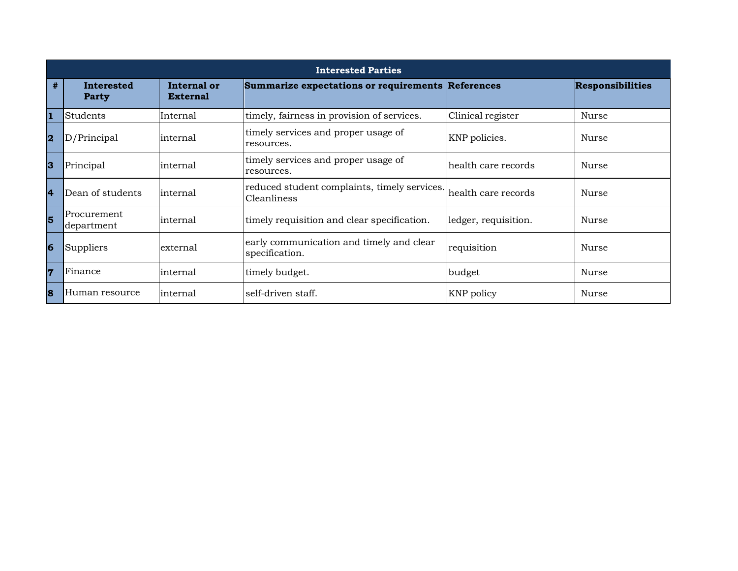| Interested Parties | | | | | |
|---|---|---|---|---|---|
| **#** | **Interested Party** | **Internal or External** | **Summarize expectations or requirements** | **References** | **Responsibilities** |
| **1** | Students | Internal | timely, fairness in provision of services. | Clinical register | Nurse |
| **2** | D/Principal | internal | timely services and proper usage of resources. | KNP policies. | Nurse |
| **3** | Principal | internal | timely services and proper usage of resources. | health care records | Nurse |
| **4** | Dean of students | internal | reduced student complaints, timely services. Cleanliness | health care records | Nurse |
| **5** | Procurement department | internal | timely requisition and clear specification. | ledger, requisition. | Nurse |
| **6** | Suppliers | external | early communication and timely and clear specification. | requisition | Nurse |
| **7** | Finance | internal | timely budget. | budget | Nurse |
| **8** | Human resource | internal | self-driven staff. | KNP policy | Nurse |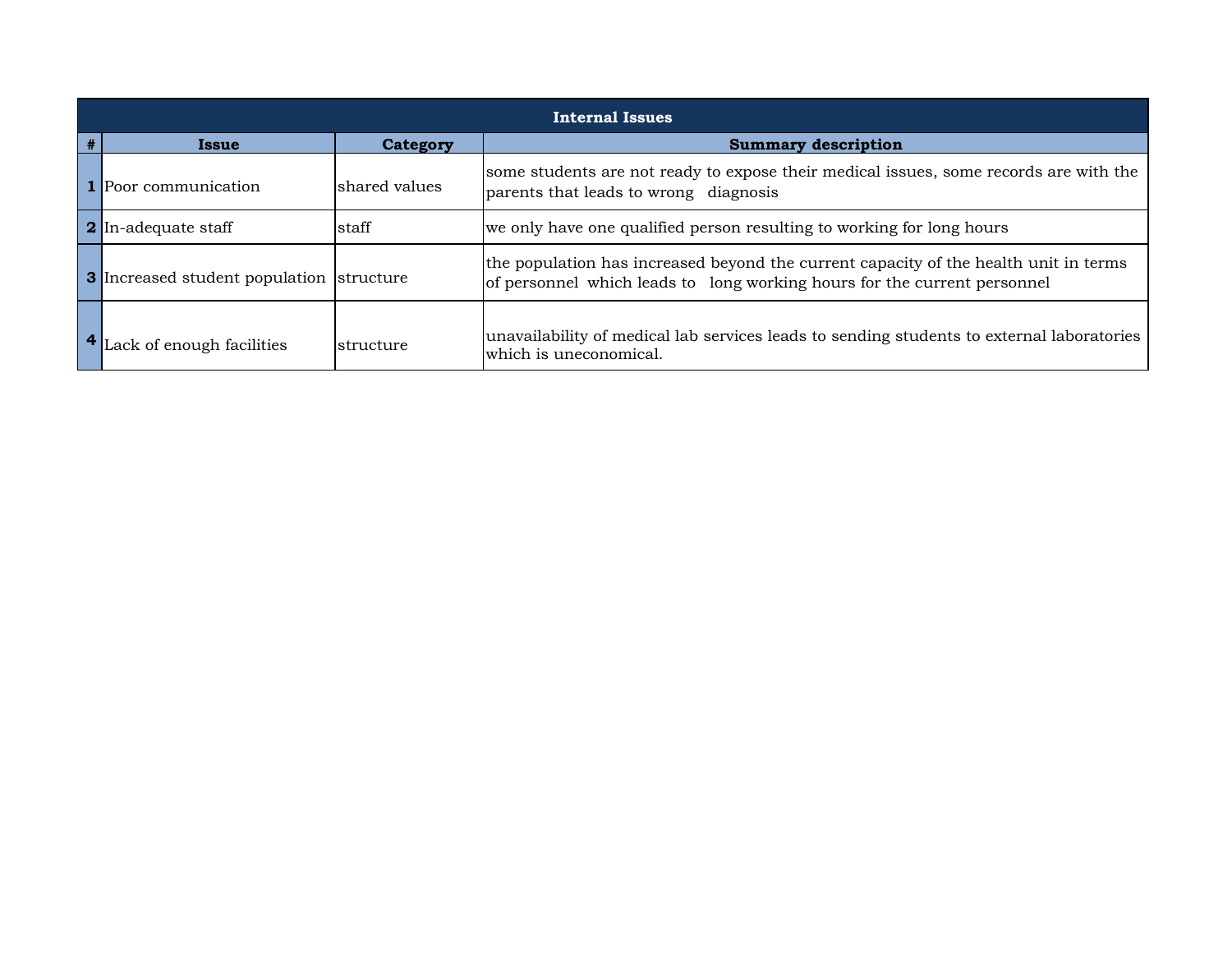| Internal Issues | | | |
|---|---|---|---|
| # | Issue | Category | Summary description |
| 1 | Poor communication | shared values | some students are not ready to expose their medical issues, some records are with the parents that leads to wrong diagnosis |
| 2 | In-adequate staff | staff | we only have one qualified person resulting to working for long hours |
| 3 | Increased student population | structure | the population has increased beyond the current capacity of the health unit in terms of personnel which leads to long working hours for the current personnel |
| 4 | Lack of enough facilities | structure | unavailability of medical lab services leads to sending students to external laboratories which is uneconomical. |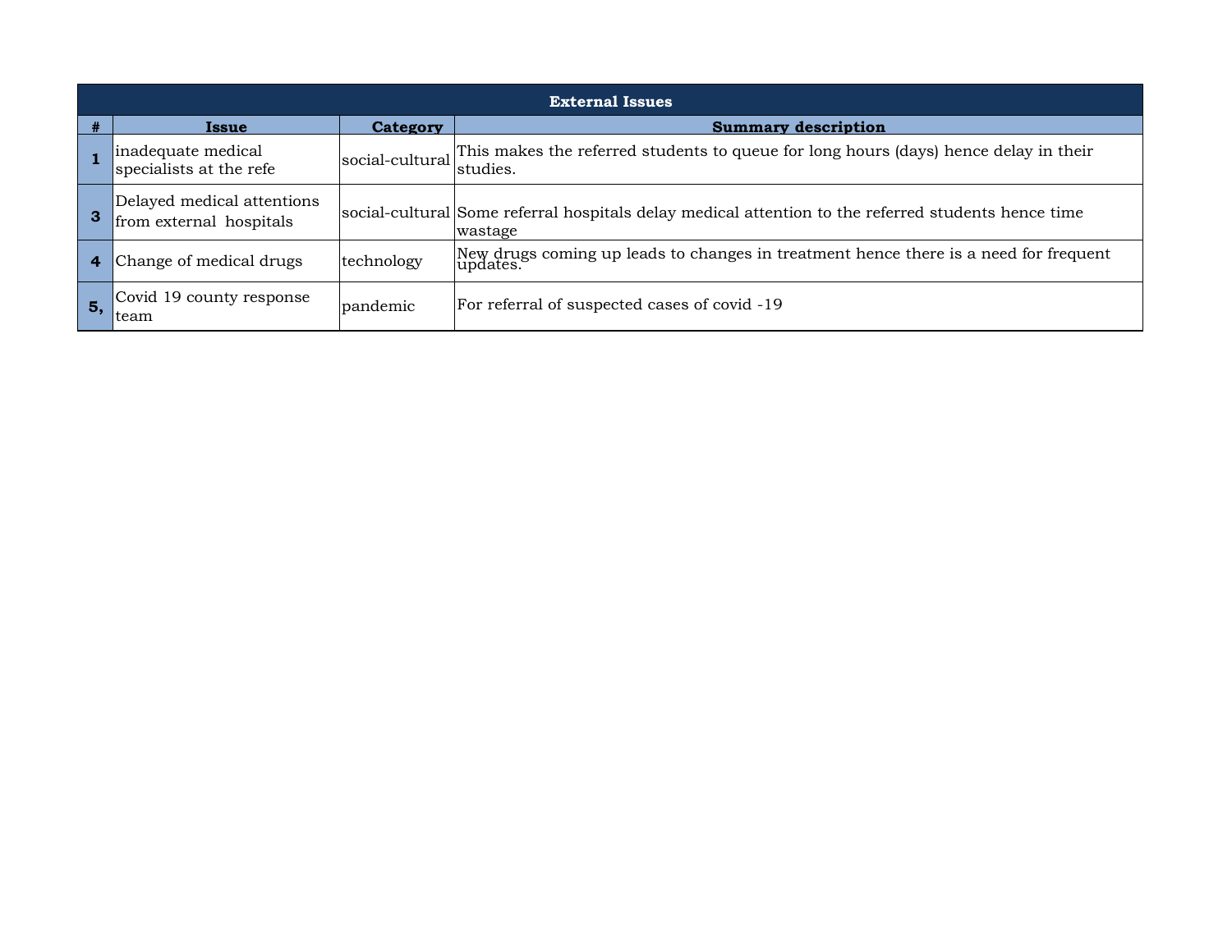| External Issues | | | |
|---|---|---|---|
| # | Issue | Category | Summary description |
| 1 | inadequate medical specialists at the refe | social-cultural | This makes the referred students to queue for long hours (days) hence delay in their studies. |
| 3 | Delayed medical attentions from external hospitals | social-cultural | Some referral hospitals delay medical attention to the referred students hence time wastage |
| 4 | Change of medical drugs | technology | New drugs coming up leads to changes in treatment hence there is a need for frequent updates. |
| 5, | Covid 19 county response team | pandemic | For referral of suspected cases of covid -19 |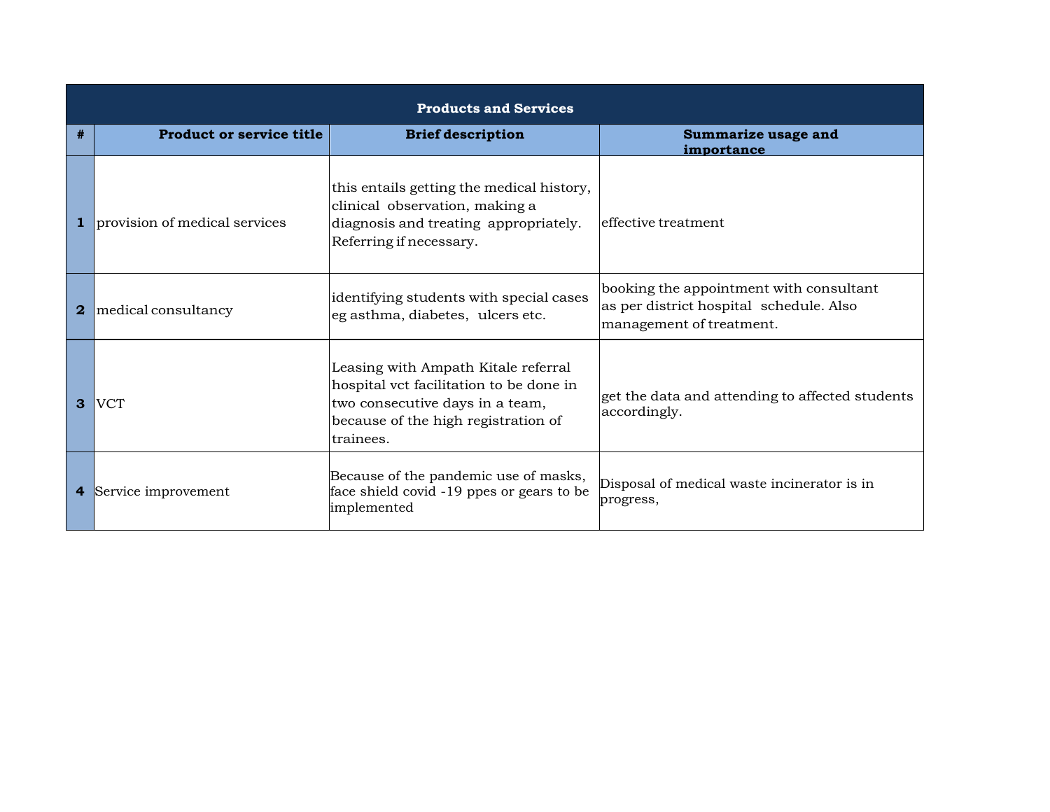| Products and Services | | | |
|---|---|---|---|
| **#** | **Product or service title** | **Brief description** | **Summarize usage and importance** |
| **1** | provision of medical services | this entails getting the medical history, clinical observation, making a diagnosis and treating appropriately. Referring if necessary. | effective treatment |
| **2** | medical consultancy | identifying students with special cases eg asthma, diabetes, ulcers etc. | booking the appointment with consultant as per district hospital schedule. Also management of treatment. |
| **3** | VCT | Leasing with Ampath Kitale referral hospital vct facilitation to be done in two consecutive days in a team, because of the high registration of trainees. | get the data and attending to affected students accordingly. |
| **4** | Service improvement | Because of the pandemic use of masks, face shield covid -19 ppes or gears to be implemented | Disposal of medical waste incinerator is in progress, |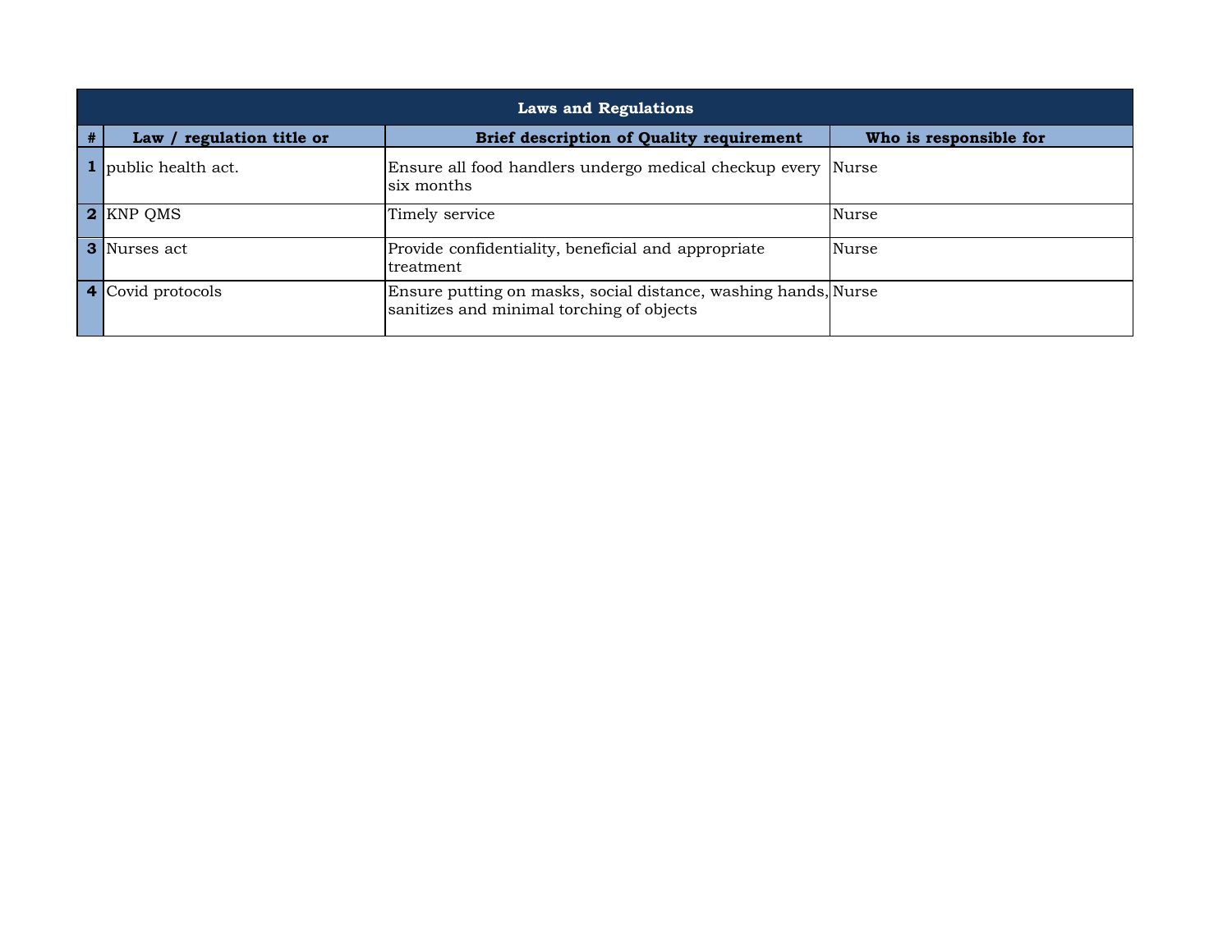| Laws and Regulations | | | |
|---|---|---|---|
| # | Law / regulation title or | Brief description of Quality requirement | Who is responsible for |
| 1 | public health act. | Ensure all food handlers undergo medical checkup every six months | Nurse |
| 2 | KNP QMS | Timely service | Nurse |
| 3 | Nurses act | Provide confidentiality, beneficial and appropriate treatment | Nurse |
| 4 | Covid protocols | Ensure putting on masks, social distance, washing hands, sanitizes and minimal torching of objects | Nurse |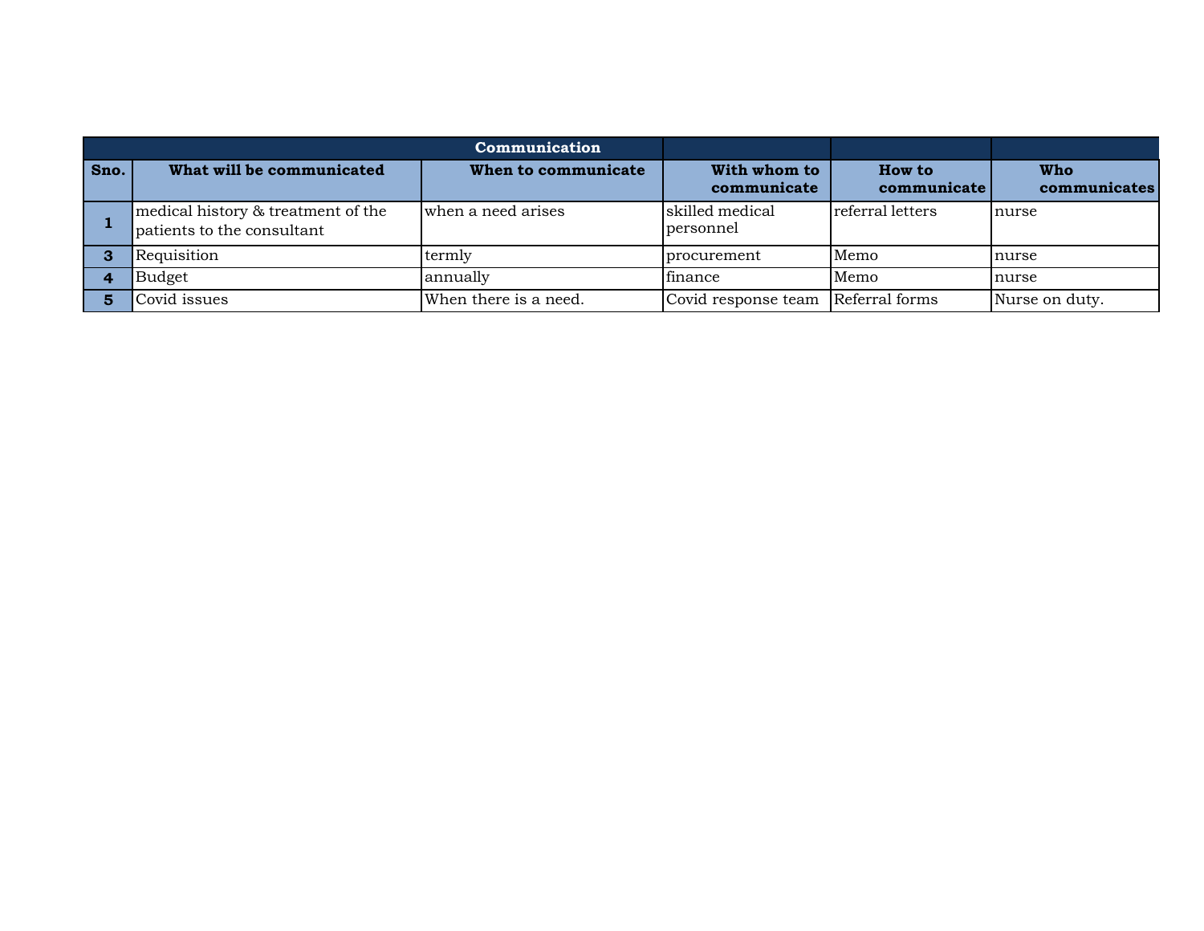| Communication | | | | | |
|---|---|---|---|---|---|
| **Sno.** | **What will be communicated** | **When to communicate** | **With whom to communicate** | **How to communicate** | **Who communicates** |
| **1** | medical history & treatment of the patients to the consultant | when a need arises | skilled medical personnel | referral letters | nurse |
| **3** | Requisition | termly | procurement | Memo | nurse |
| **4** | Budget | annually | finance | Memo | nurse |
| **5** | Covid issues | When there is a need. | Covid response team | Referral forms | Nurse on duty. |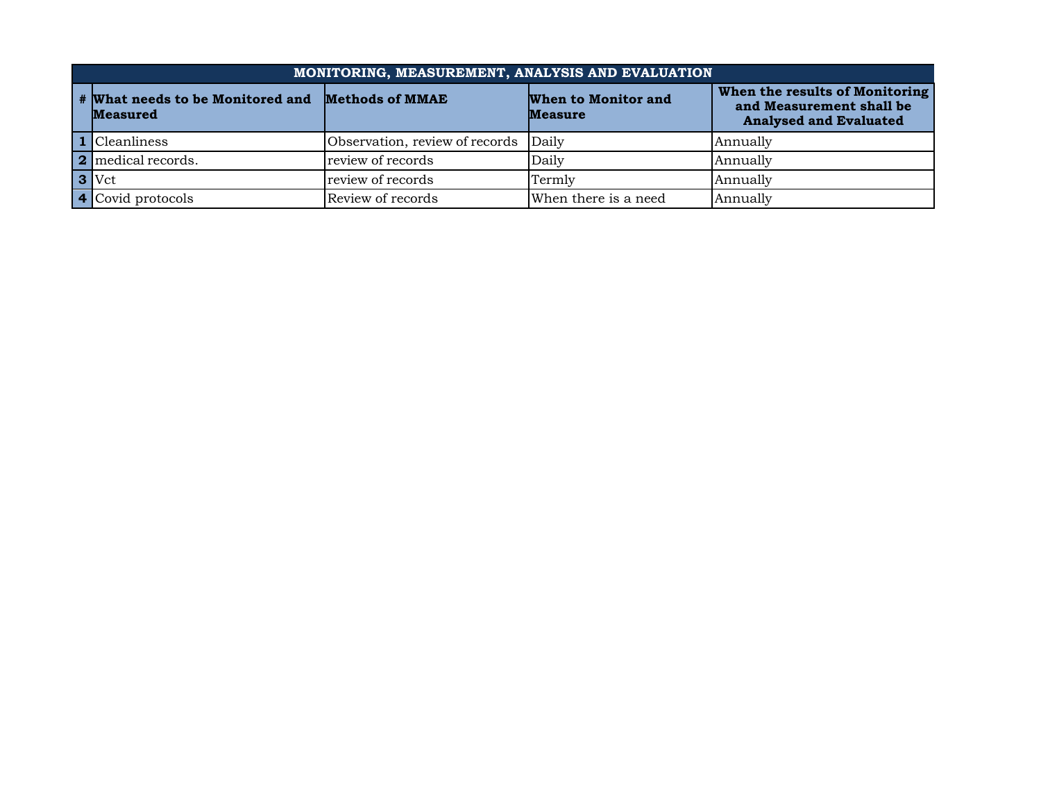| MONITORING, MEASUREMENT, ANALYSIS AND EVALUATION | | | | |
|---|---|---|---|---|
| **#** | **What needs to be Monitored and Measured** | **Methods of MMAE** | **When to Monitor and Measure** | **When the results of Monitoring and Measurement shall be Analysed and Evaluated** |
| **1** | Cleanliness | Observation, review of records | Daily | Annually |
| **2** | medical records. | review of records | Daily | Annually |
| **3** | Vct | review of records | Termly | Annually |
| **4** | Covid protocols | Review of records | When there is a need | Annually |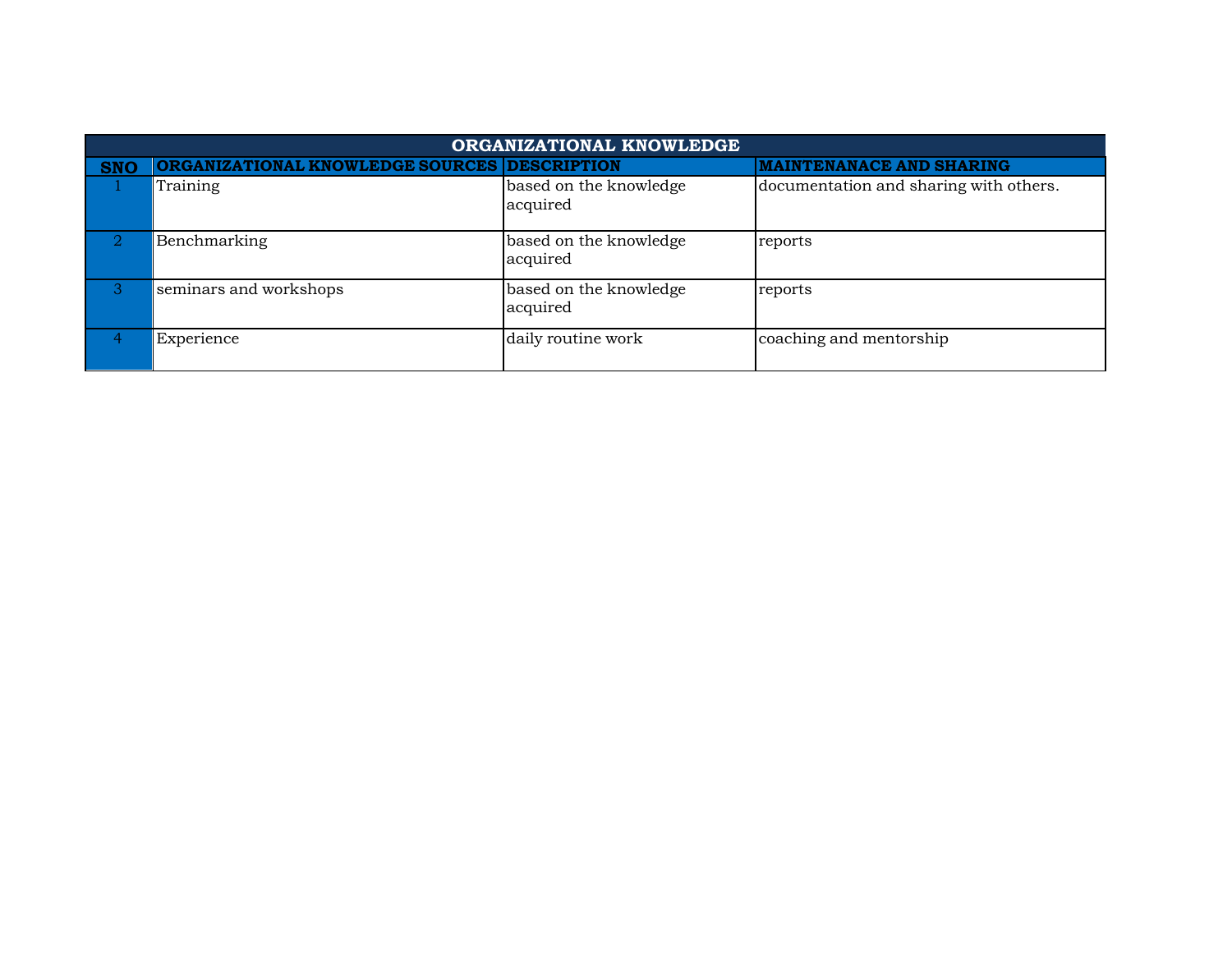| ORGANIZATIONAL KNOWLEDGE | | | |
|---|---|---|---|
| **SNO** | **ORGANIZATIONAL KNOWLEDGE SOURCES** | **DESCRIPTION** | **MAINTENANACE AND SHARING** |
| 1 | Training | based on the knowledge acquired | documentation and sharing with others. |
| 2 | Benchmarking | based on the knowledge acquired | reports |
| 3 | seminars and workshops | based on the knowledge acquired | reports |
| 4 | Experience | daily routine work | coaching and mentorship |